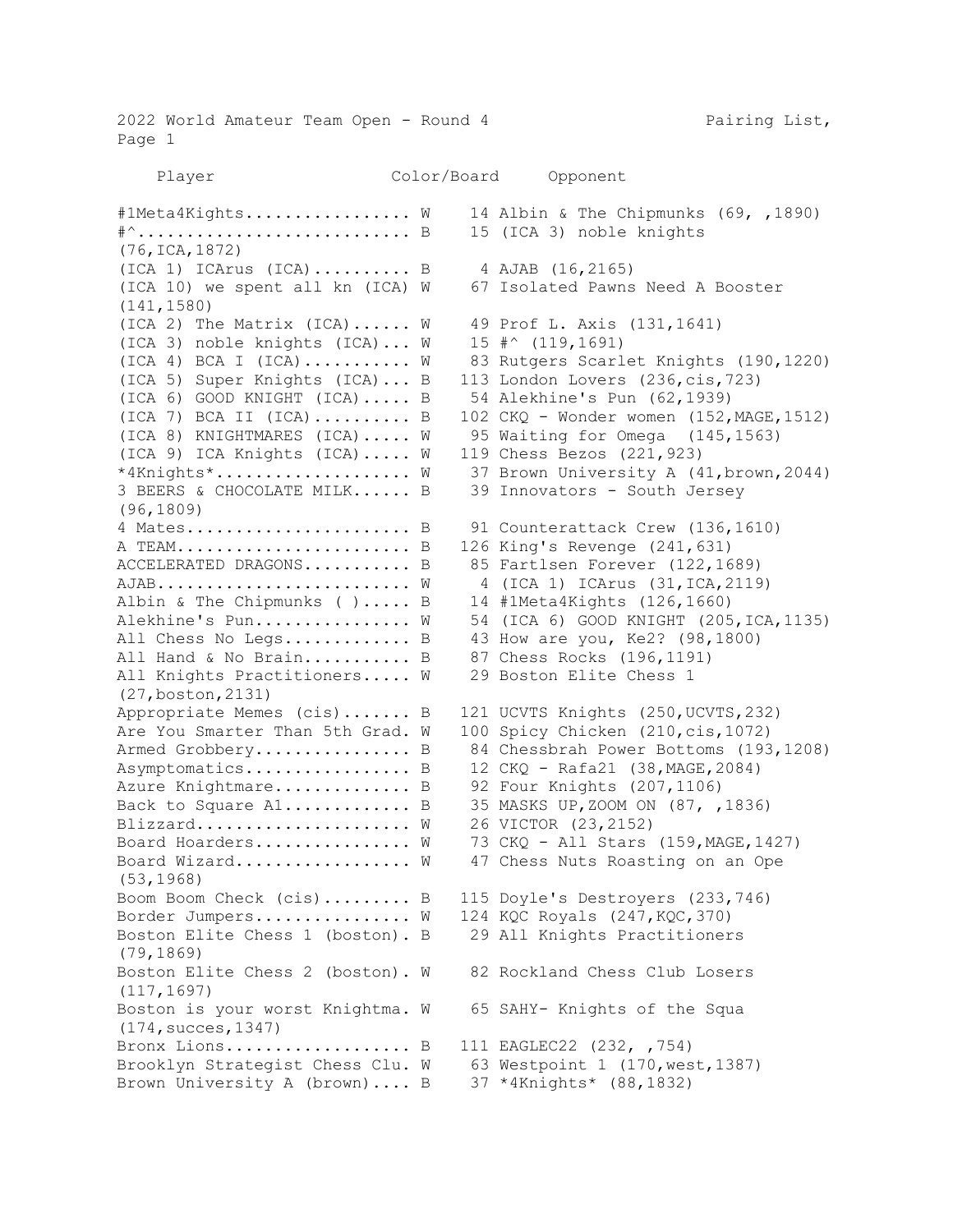2022 World Amateur Team Open - Round 4 Pairing List, Page 1

| Player | Color/Board | | Opponent |
|---|---|---|---|
| #1Meta4Kights................ | W | 14 | Albin & The Chipmunks (69, ,1890) |
| #^........................... | B | 15 | (ICA 3) noble knights (76,ICA,1872) |
| (ICA 1) ICArus (ICA).......... | B | 4 | AJAB (16,2165) |
| (ICA 10) we spent all kn (ICA) | W | 67 | Isolated Pawns Need A Booster (141,1580) |
| (ICA 2) The Matrix (ICA)...... | W | 49 | Prof L. Axis (131,1641) |
| (ICA 3) noble knights (ICA)... | W | 15 | #^ (119,1691) |
| (ICA 4) BCA I (ICA).......... | W | 83 | Rutgers Scarlet Knights (190,1220) |
| (ICA 5) Super Knights (ICA)... | B | 113 | London Lovers (236,cis,723) |
| (ICA 6) GOOD KNIGHT (ICA)..... | B | 54 | Alekhine's Pun (62,1939) |
| (ICA 7) BCA II (ICA)......... | B | 102 | CKQ - Wonder women (152,MAGE,1512) |
| (ICA 8) KNIGHTMARES (ICA)..... | W | 95 | Waiting for Omega (145,1563) |
| (ICA 9) ICA Knights (ICA)..... | W | 119 | Chess Bezos (221,923) |
| *4Knights*.................... | W | 37 | Brown University A (41,brown,2044) |
| 3 BEERS & CHOCOLATE MILK...... | B | 39 | Innovators - South Jersey (96,1809) |
| 4 Mates....................... | B | 91 | Counterattack Crew (136,1610) |
| A TEAM........................ | B | 126 | King's Revenge (241,631) |
| ACCELERATED DRAGONS........... | B | 85 | Fartlsen Forever (122,1689) |
| AJAB.......................... | W | 4 | (ICA 1) ICArus (31,ICA,2119) |
| Albin & The Chipmunks ( )..... | B | 14 | #1Meta4Kights (126,1660) |
| Alekhine's Pun................ | W | 54 | (ICA 6) GOOD KNIGHT (205,ICA,1135) |
| All Chess No Legs............. | B | 43 | How are you, Ke2? (98,1800) |
| All Hand & No Brain........... | B | 87 | Chess Rocks (196,1191) |
| All Knights Practitioners..... | W | 29 | Boston Elite Chess 1 (27,boston,2131) |
| Appropriate Memes (cis)....... | B | 121 | UCVTS Knights (250,UCVTS,232) |
| Are You Smarter Than 5th Grad. | W | 100 | Spicy Chicken (210,cis,1072) |
| Armed Grobbery................ | B | 84 | Chessbrah Power Bottoms (193,1208) |
| Asymptomatics................. | B | 12 | CKQ - Rafa21 (38,MAGE,2084) |
| Azure Knightmare.............. | B | 92 | Four Knights (207,1106) |
| Back to Square A1............. | B | 35 | MASKS UP,ZOOM ON (87, ,1836) |
| Blizzard...................... | W | 26 | VICTOR (23,2152) |
| Board Hoarders................ | W | 73 | CKQ - All Stars (159,MAGE,1427) |
| Board Wizard.................. | W | 47 | Chess Nuts Roasting on an Ope (53,1968) |
| Boom Boom Check (cis)......... | B | 115 | Doyle's Destroyers (233,746) |
| Border Jumpers................ | W | 124 | KQC Royals (247,KQC,370) |
| Boston Elite Chess 1 (boston). | B | 29 | All Knights Practitioners (79,1869) |
| Boston Elite Chess 2 (boston). | W | 82 | Rockland Chess Club Losers (117,1697) |
| Boston is your worst Knightma. | W | 65 | SAHY- Knights of the Squa (174,succes,1347) |
| Bronx Lions................... | B | 111 | EAGLEC22 (232, ,754) |
| Brooklyn Strategist Chess Clu. | W | 63 | Westpoint 1 (170,west,1387) |
| Brown University A (brown).... | B | 37 | *4Knights* (88,1832) |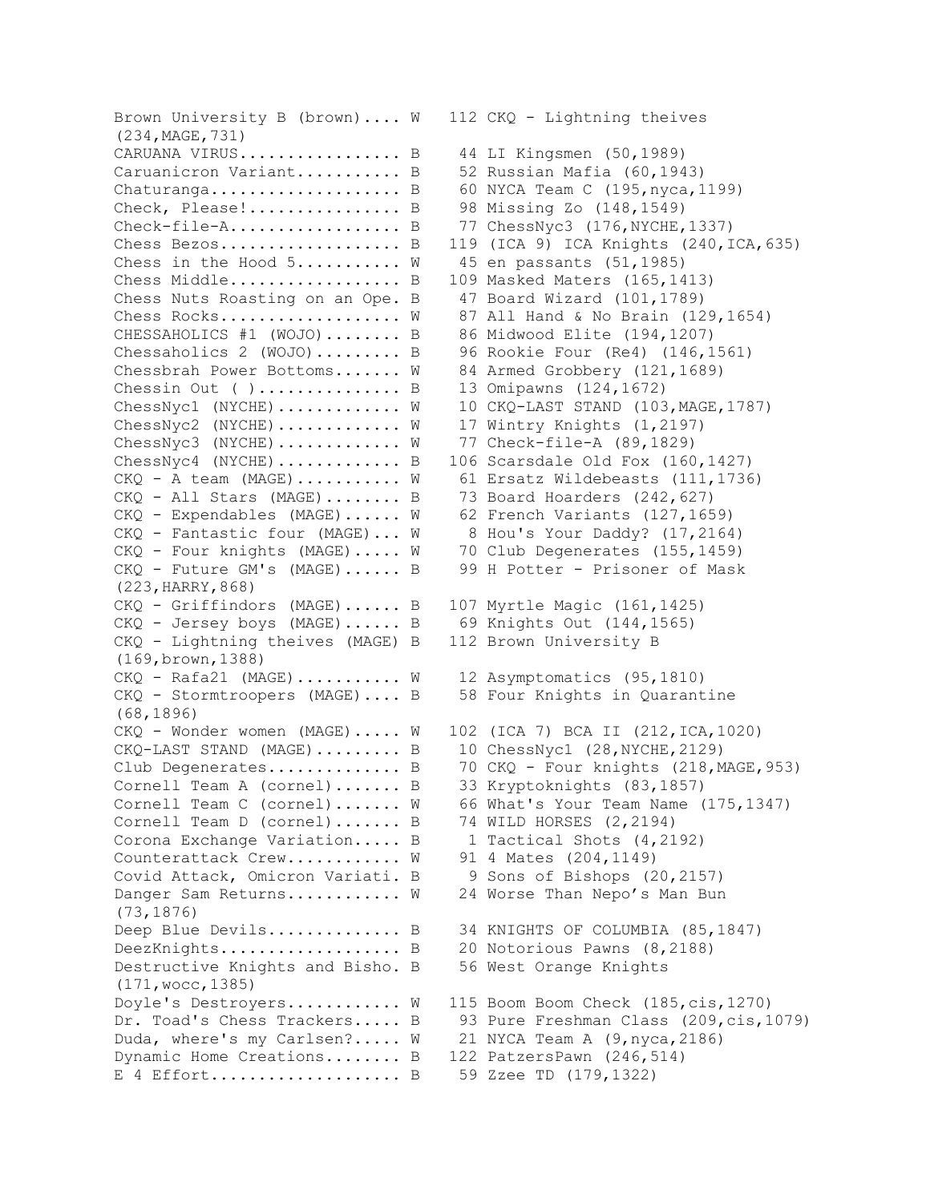```
Brown University B (brown).... W   112 CKQ - Lightning theives
(234,MAGE,731)
CARUANA VIRUS................. B    44 LI Kingsmen (50,1989)
Caruanicron Variant........... B    52 Russian Mafia (60,1943)
Chaturanga.................... B    60 NYCA Team C (195,nyca,1199)
Check, Please!................ B    98 Missing Zo (148,1549)
Check-file-A.................. B    77 ChessNyc3 (176,NYCHE,1337)
Chess Bezos................... B   119 (ICA 9) ICA Knights (240,ICA,635)
Chess in the Hood 5........... W    45 en passants (51,1985)
Chess Middle.................. B   109 Masked Maters (165,1413)
Chess Nuts Roasting on an Ope. B    47 Board Wizard (101,1789)
Chess Rocks................... W    87 All Hand & No Brain (129,1654)
CHESSAHOLICS #1 (WOJO)........ B    86 Midwood Elite (194,1207)
Chessaholics 2 (WOJO)......... B    96 Rookie Four (Re4) (146,1561)
Chessbrah Power Bottoms....... W    84 Armed Grobbery (121,1689)
Chessin Out ( )............... B    13 Omipawns (124,1672)
ChessNyc1 (NYCHE)............. W    10 CKQ-LAST STAND (103,MAGE,1787)
ChessNyc2 (NYCHE)............. W    17 Wintry Knights (1,2197)
ChessNyc3 (NYCHE)............. W    77 Check-file-A (89,1829)
ChessNyc4 (NYCHE)............. B   106 Scarsdale Old Fox (160,1427)
CKQ - A team (MAGE)........... W    61 Ersatz Wildebeasts (111,1736)
CKQ - All Stars (MAGE)........ B    73 Board Hoarders (242,627)
CKQ - Expendables (MAGE)...... W    62 French Variants (127,1659)
CKQ - Fantastic four (MAGE)... W     8 Hou's Your Daddy? (17,2164)
CKQ - Four knights (MAGE)..... W    70 Club Degenerates (155,1459)
CKQ - Future GM's (MAGE)...... B    99 H Potter - Prisoner of Mask
(223,HARRY,868)
CKQ - Griffindors (MAGE)...... B   107 Myrtle Magic (161,1425)
CKQ - Jersey boys (MAGE)...... B    69 Knights Out (144,1565)
CKQ - Lightning theives (MAGE) B   112 Brown University B
(169,brown,1388)
CKQ - Rafa21 (MAGE)........... W    12 Asymptomatics (95,1810)
CKQ - Stormtroopers (MAGE).... B    58 Four Knights in Quarantine
(68,1896)
CKQ - Wonder women (MAGE)..... W   102 (ICA 7) BCA II (212,ICA,1020)
CKQ-LAST STAND (MAGE)......... B    10 ChessNyc1 (28,NYCHE,2129)
Club Degenerates.............. B    70 CKQ - Four knights (218,MAGE,953)
Cornell Team A (cornel)....... B    33 Kryptoknights (83,1857)
Cornell Team C (cornel)....... W    66 What's Your Team Name (175,1347)
Cornell Team D (cornel)....... B    74 WILD HORSES (2,2194)
Corona Exchange Variation..... B     1 Tactical Shots (4,2192)
Counterattack Crew............ W    91 4 Mates (204,1149)
Covid Attack, Omicron Variati. B     9 Sons of Bishops (20,2157)
Danger Sam Returns............ W    24 Worse Than Nepo's Man Bun
(73,1876)
Deep Blue Devils.............. B    34 KNIGHTS OF COLUMBIA (85,1847)
DeezKnights................... B    20 Notorious Pawns (8,2188)
Destructive Knights and Bisho. B    56 West Orange Knights
(171,wocc,1385)
Doyle's Destroyers............ W   115 Boom Boom Check (185,cis,1270)
Dr. Toad's Chess Trackers..... B    93 Pure Freshman Class (209,cis,1079)
Duda, where's my Carlsen?..... W    21 NYCA Team A (9,nyca,2186)
Dynamic Home Creations........ B   122 PatzersPawn (246,514)
E 4 Effort.................... B    59 Zzee TD (179,1322)
```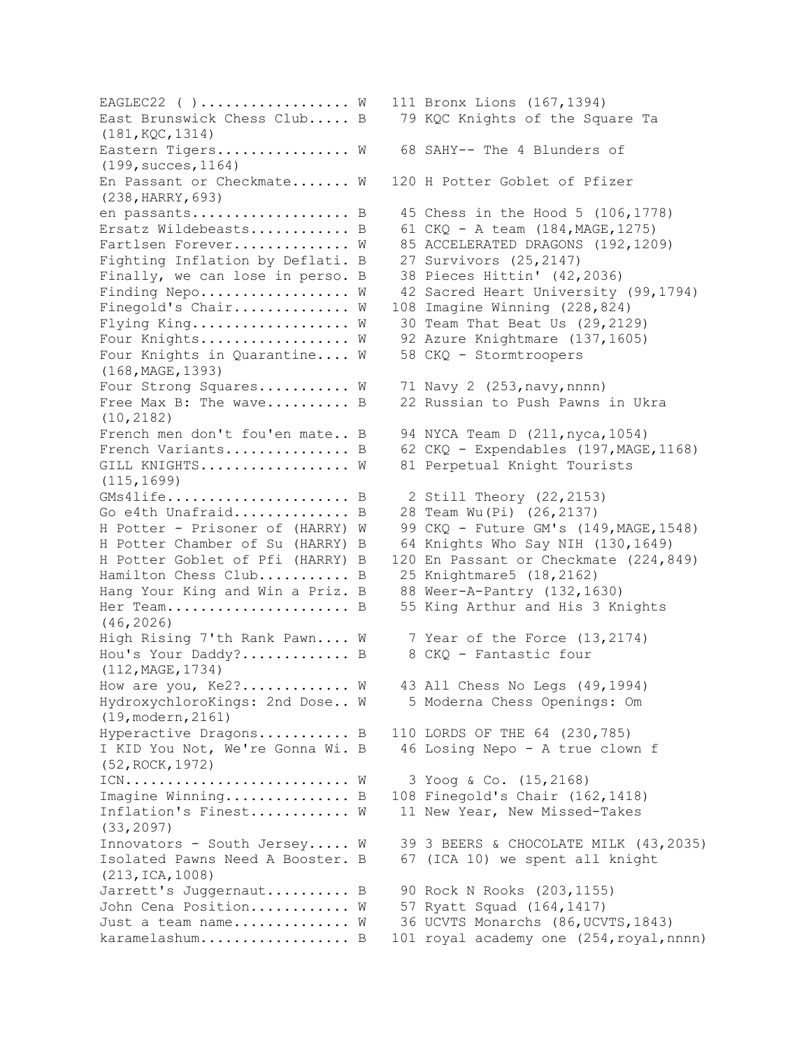```
EAGLEC22 ( )................. W  111 Bronx Lions (167,1394)
East Brunswick Chess Club..... B   79 KQC Knights of the Square Ta
(181,KQC,1314)
Eastern Tigers............... W   68 SAHY-- The 4 Blunders of
(199,succes,1164)
En Passant or Checkmate....... W  120 H Potter Goblet of Pfizer
(238,HARRY,693)
en passants.................. B   45 Chess in the Hood 5 (106,1778)
Ersatz Wildebeasts........... B   61 CKQ - A team (184,MAGE,1275)
Fartlsen Forever............. W   85 ACCELERATED DRAGONS (192,1209)
Fighting Inflation by Deflati. B   27 Survivors (25,2147)
Finally, we can lose in perso. B   38 Pieces Hittin' (42,2036)
Finding Nepo................. W   42 Sacred Heart University (99,1794)
Finegold's Chair............. W  108 Imagine Winning (228,824)
Flying King.................. W   30 Team That Beat Us (29,2129)
Four Knights................. W   92 Azure Knightmare (137,1605)
Four Knights in Quarantine.... W   58 CKQ - Stormtroopers
(168,MAGE,1393)
Four Strong Squares.......... W   71 Navy 2 (253,navy,nnnn)
Free Max B: The wave......... B   22 Russian to Push Pawns in Ukra
(10,2182)
French men don't fou'en mate.. B   94 NYCA Team D (211,nyca,1054)
French Variants.............. B   62 CKQ - Expendables (197,MAGE,1168)
GILL KNIGHTS................. W   81 Perpetual Knight Tourists
(115,1699)
GMs4life..................... B    2 Still Theory (22,2153)
Go e4th Unafraid............. B   28 Team Wu(Pi) (26,2137)
H Potter - Prisoner of (HARRY) W   99 CKQ - Future GM's (149,MAGE,1548)
H Potter Chamber of Su (HARRY) B   64 Knights Who Say NIH (130,1649)
H Potter Goblet of Pfi (HARRY) B  120 En Passant or Checkmate (224,849)
Hamilton Chess Club.......... B   25 Knightmare5 (18,2162)
Hang Your King and Win a Priz. B   88 Weer-A-Pantry (132,1630)
Her Team..................... B   55 King Arthur and His 3 Knights
(46,2026)
High Rising 7'th Rank Pawn.... W    7 Year of the Force (13,2174)
Hou's Your Daddy?............ B    8 CKQ - Fantastic four
(112,MAGE,1734)
How are you, Ke2?............ W   43 All Chess No Legs (49,1994)
HydroxychloroKings: 2nd Dose.. W    5 Moderna Chess Openings: Om
(19,modern,2161)
Hyperactive Dragons.......... B  110 LORDS OF THE 64 (230,785)
I KID You Not, We're Gonna Wi. B   46 Losing Nepo - A true clown f
(52,ROCK,1972)
ICN.......................... W    3 Yoog & Co. (15,2168)
Imagine Winning.............. B  108 Finegold's Chair (162,1418)
Inflation's Finest........... W   11 New Year, New Missed-Takes
(33,2097)
Innovators - South Jersey..... W   39 3 BEERS & CHOCOLATE MILK (43,2035)
Isolated Pawns Need A Booster. B   67 (ICA 10) we spent all knight
(213,ICA,1008)
Jarrett's Juggernaut......... B   90 Rock N Rooks (203,1155)
John Cena Position........... W   57 Ryatt Squad (164,1417)
Just a team name............. W   36 UCVTS Monarchs (86,UCVTS,1843)
karamelashum................. B  101 royal academy one (254,royal,nnnn)
```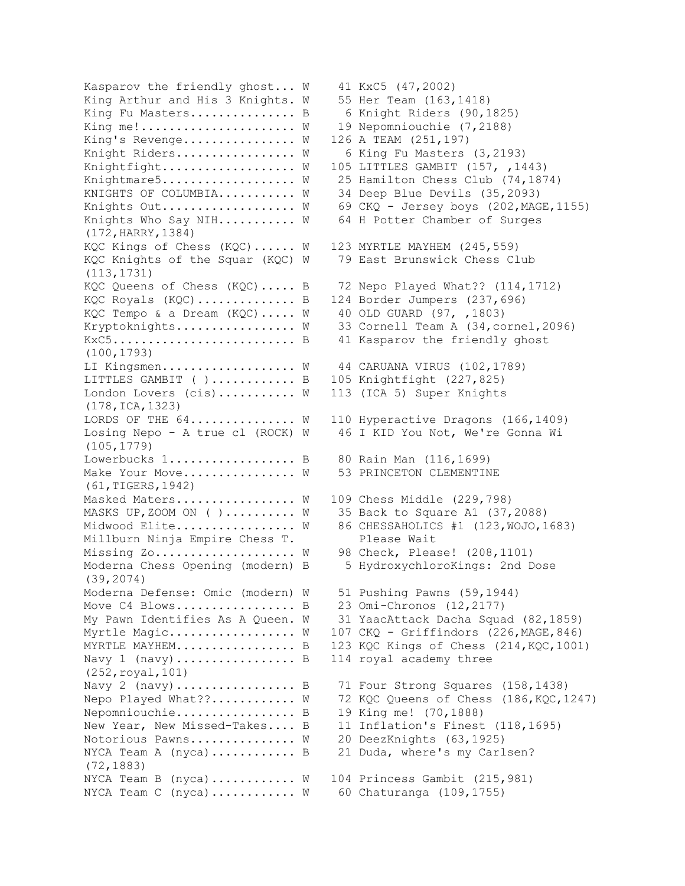```
Kasparov the friendly ghost... W    41 KxC5 (47,2002)
King Arthur and His 3 Knights. W    55 Her Team (163,1418)
King Fu Masters............... B     6 Knight Riders (90,1825)
King me!...................... W    19 Nepomniouchie (7,2188)
King's Revenge................ W   126 A TEAM (251,197)
Knight Riders................. W     6 King Fu Masters (3,2193)
Knightfight................... W   105 LITTLES GAMBIT (157, ,1443)
Knightmare5................... W    25 Hamilton Chess Club (74,1874)
KNIGHTS OF COLUMBIA........... W    34 Deep Blue Devils (35,2093)
Knights Out................... W    69 CKQ - Jersey boys (202,MAGE,1155)
Knights Who Say NIH........... W    64 H Potter Chamber of Surges
(172,HARRY,1384)
KQC Kings of Chess (KQC)...... W   123 MYRTLE MAYHEM (245,559)
KQC Knights of the Squar (KQC) W    79 East Brunswick Chess Club
(113,1731)
KQC Queens of Chess (KQC)..... B    72 Nepo Played What?? (114,1712)
KQC Royals (KQC).............. B   124 Border Jumpers (237,696)
KQC Tempo & a Dream (KQC)..... W    40 OLD GUARD (97, ,1803)
Kryptoknights................. W    33 Cornell Team A (34,cornel,2096)
KxC5.......................... B    41 Kasparov the friendly ghost
(100,1793)
LI Kingsmen................... W    44 CARUANA VIRUS (102,1789)
LITTLES GAMBIT ( )............ B   105 Knightfight (227,825)
London Lovers (cis)........... W   113 (ICA 5) Super Knights
(178,ICA,1323)
LORDS OF THE 64............... W   110 Hyperactive Dragons (166,1409)
Losing Nepo - A true cl (ROCK) W    46 I KID You Not, We're Gonna Wi
(105,1779)
Lowerbucks 1.................. B    80 Rain Man (116,1699)
Make Your Move................ W    53 PRINCETON CLEMENTINE
(61,TIGERS,1942)
Masked Maters................. W   109 Chess Middle (229,798)
MASKS UP,ZOOM ON ( ).......... W    35 Back to Square A1 (37,2088)
Midwood Elite................. W    86 CHESSAHOLICS #1 (123,WOJO,1683)
Millburn Ninja Empire Chess T.         Please Wait
Missing Zo.................... W    98 Check, Please! (208,1101)
Moderna Chess Opening (modern) B     5 HydroxychloroKings: 2nd Dose
(39,2074)
Moderna Defense: Omic (modern) W    51 Pushing Pawns (59,1944)
Move C4 Blows................. B    23 Omi-Chronos (12,2177)
My Pawn Identifies As A Queen. W    31 YaacAttack Dacha Squad (82,1859)
Myrtle Magic.................. W   107 CKQ - Griffindors (226,MAGE,846)
MYRTLE MAYHEM................. B   123 KQC Kings of Chess (214,KQC,1001)
Navy 1 (navy)................. B   114 royal academy three
(252,royal,101)
Navy 2 (navy)................. B    71 Four Strong Squares (158,1438)
Nepo Played What??............ W    72 KQC Queens of Chess (186,KQC,1247)
Nepomniouchie................. B    19 King me! (70,1888)
New Year, New Missed-Takes.... B    11 Inflation's Finest (118,1695)
Notorious Pawns............... W    20 DeezKnights (63,1925)
NYCA Team A (nyca)............ B    21 Duda, where's my Carlsen?
(72,1883)
NYCA Team B (nyca)............ W   104 Princess Gambit (215,981)
NYCA Team C (nyca)............ W    60 Chaturanga (109,1755)
```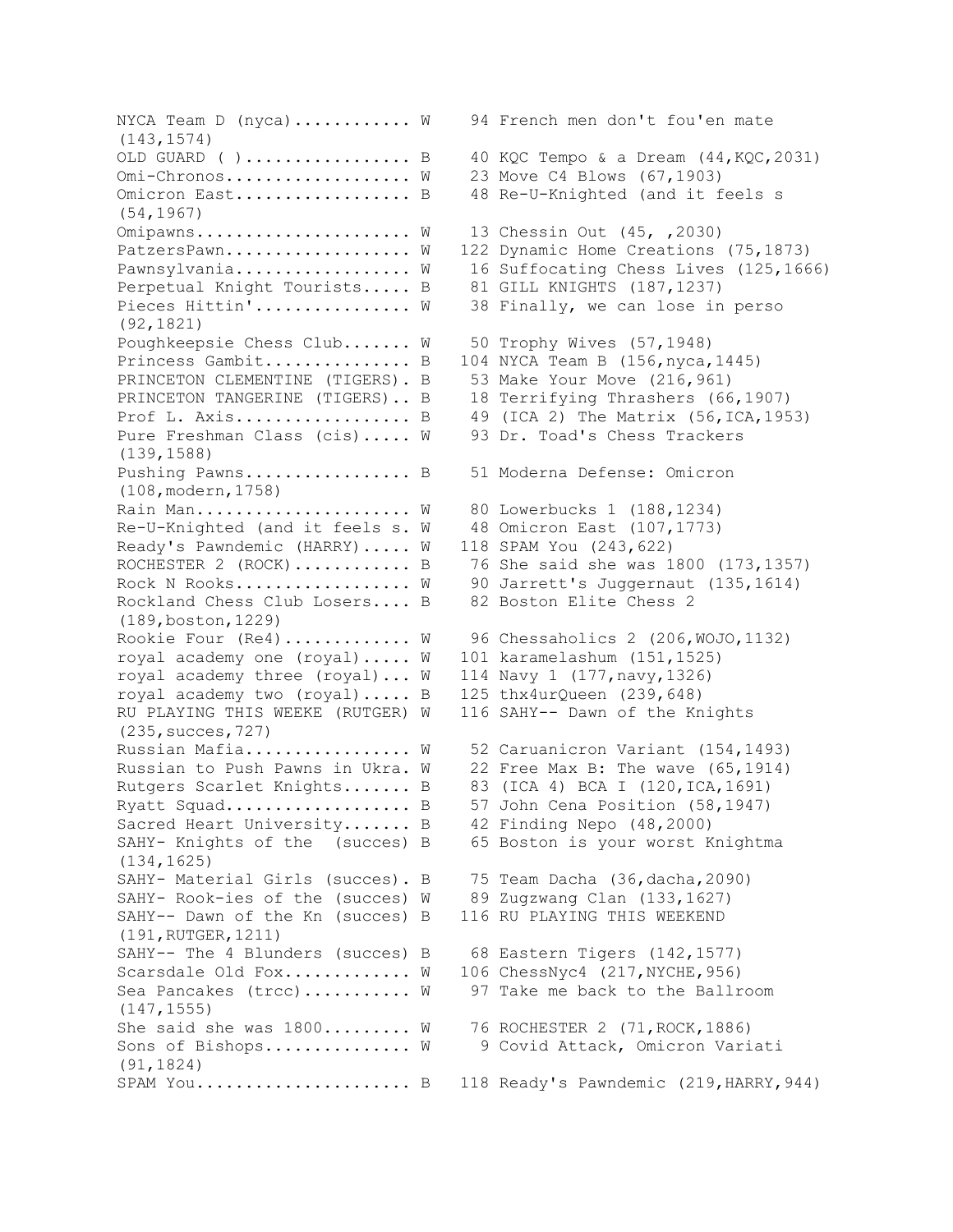```
NYCA Team D (nyca)........... W    94 French men don't fou'en mate
(143,1574)
OLD GUARD ( )................ B    40 KQC Tempo & a Dream (44,KQC,2031)
Omi-Chronos.................. W    23 Move C4 Blows (67,1903)
Omicron East................. B    48 Re-U-Knighted (and it feels s
(54,1967)
Omipawns..................... W    13 Chessin Out (45, ,2030)
PatzersPawn.................. W   122 Dynamic Home Creations (75,1873)
Pawnsylvania................. W    16 Suffocating Chess Lives (125,1666)
Perpetual Knight Tourists..... B    81 GILL KNIGHTS (187,1237)
Pieces Hittin'............... W    38 Finally, we can lose in perso
(92,1821)
Poughkeepsie Chess Club....... W    50 Trophy Wives (57,1948)
Princess Gambit.............. B   104 NYCA Team B (156,nyca,1445)
PRINCETON CLEMENTINE (TIGERS). B    53 Make Your Move (216,961)
PRINCETON TANGERINE (TIGERS).. B    18 Terrifying Thrashers (66,1907)
Prof L. Axis................. B    49 (ICA 2) The Matrix (56,ICA,1953)
Pure Freshman Class (cis)..... W    93 Dr. Toad's Chess Trackers
(139,1588)
Pushing Pawns................ B    51 Moderna Defense: Omicron
(108,modern,1758)
Rain Man..................... W    80 Lowerbucks 1 (188,1234)
Re-U-Knighted (and it feels s. W    48 Omicron East (107,1773)
Ready's Pawndemic (HARRY)..... W   118 SPAM You (243,622)
ROCHESTER 2 (ROCK)........... B    76 She said she was 1800 (173,1357)
Rock N Rooks................. W    90 Jarrett's Juggernaut (135,1614)
Rockland Chess Club Losers.... B    82 Boston Elite Chess 2
(189,boston,1229)
Rookie Four (Re4)............ W    96 Chessaholics 2 (206,WOJO,1132)
royal academy one (royal)..... W   101 karamelashum (151,1525)
royal academy three (royal)... W   114 Navy 1 (177,navy,1326)
royal academy two (royal)..... B   125 thx4urQueen (239,648)
RU PLAYING THIS WEEKE (RUTGER) W   116 SAHY-- Dawn of the Knights
(235,succes,727)
Russian Mafia................ W    52 Caruanicron Variant (154,1493)
Russian to Push Pawns in Ukra. W    22 Free Max B: The wave (65,1914)
Rutgers Scarlet Knights....... B    83 (ICA 4) BCA I (120,ICA,1691)
Ryatt Squad.................. B    57 John Cena Position (58,1947)
Sacred Heart University....... B    42 Finding Nepo (48,2000)
SAHY- Knights of the  (succes) B    65 Boston is your worst Knightma
(134,1625)
SAHY- Material Girls (succes). B    75 Team Dacha (36,dacha,2090)
SAHY- Rook-ies of the (succes) W    89 Zugzwang Clan (133,1627)
SAHY-- Dawn of the Kn (succes) B   116 RU PLAYING THIS WEEKEND
(191,RUTGER,1211)
SAHY-- The 4 Blunders (succes) B    68 Eastern Tigers (142,1577)
Scarsdale Old Fox............ W   106 ChessNyc4 (217,NYCHE,956)
Sea Pancakes (trcc).......... W    97 Take me back to the Ballroom
(147,1555)
She said she was 1800........ W    76 ROCHESTER 2 (71,ROCK,1886)
Sons of Bishops.............. W     9 Covid Attack, Omicron Variati
(91,1824)
SPAM You..................... B   118 Ready's Pawndemic (219,HARRY,944)
```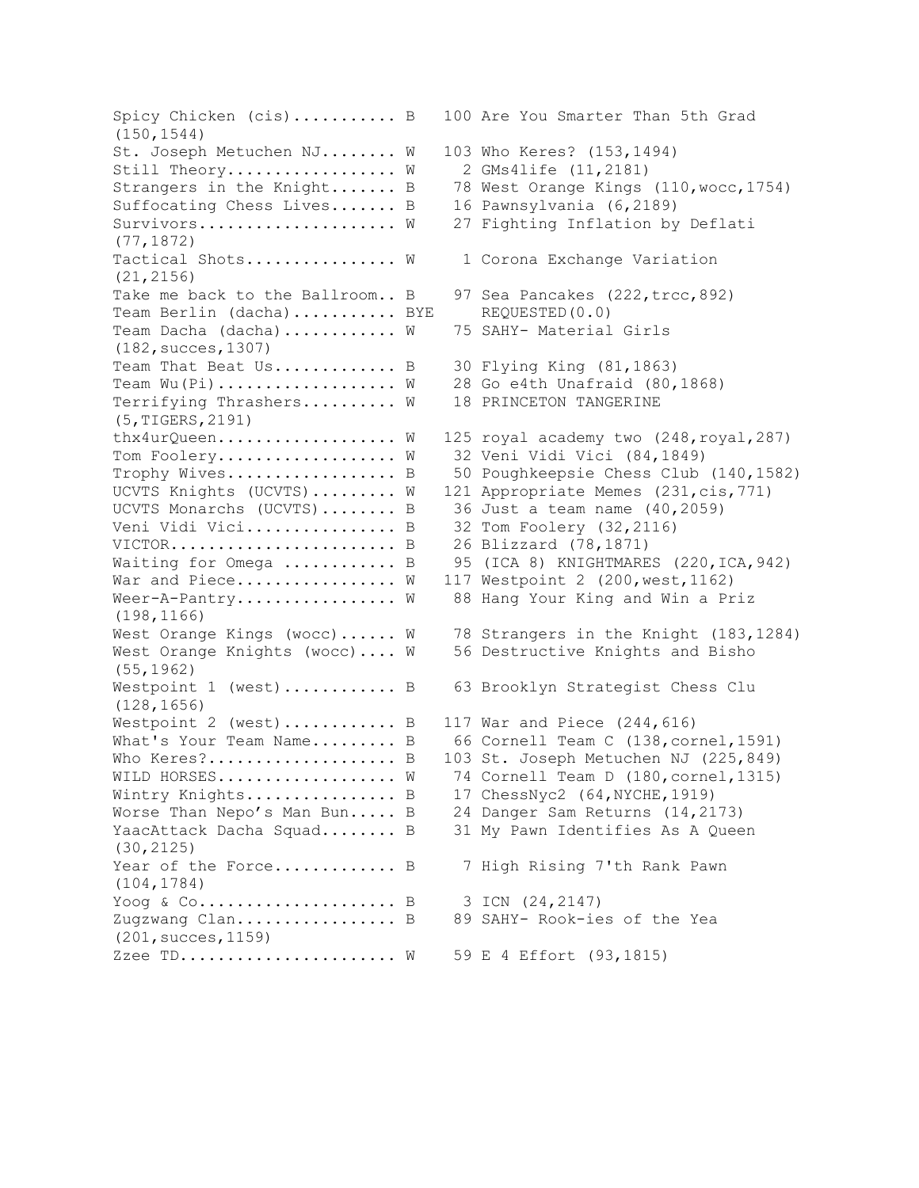```
Spicy Chicken (cis).......... B   100 Are You Smarter Than 5th Grad
(150,1544)
St. Joseph Metuchen NJ....... W   103 Who Keres? (153,1494)
Still Theory................. W     2 GMs4life (11,2181)
Strangers in the Knight...... B    78 West Orange Kings (110,wocc,1754)
Suffocating Chess Lives...... B    16 Pawnsylvania (6,2189)
Survivors.................... W    27 Fighting Inflation by Deflati
(77,1872)
Tactical Shots............... W     1 Corona Exchange Variation
(21,2156)
Take me back to the Ballroom.. B    97 Sea Pancakes (222,trcc,892)
Team Berlin (dacha).......... BYE     REQUESTED(0.0)
Team Dacha (dacha)........... W    75 SAHY- Material Girls
(182,succes,1307)
Team That Beat Us............ B    30 Flying King (81,1863)
Team Wu(Pi).................. W    28 Go e4th Unafraid (80,1868)
Terrifying Thrashers......... W    18 PRINCETON TANGERINE
(5,TIGERS,2191)
thx4urQueen.................. W   125 royal academy two (248,royal,287)
Tom Foolery.................. W    32 Veni Vidi Vici (84,1849)
Trophy Wives................. B    50 Poughkeepsie Chess Club (140,1582)
UCVTS Knights (UCVTS)........ W   121 Appropriate Memes (231,cis,771)
UCVTS Monarchs (UCVTS)....... B    36 Just a team name (40,2059)
Veni Vidi Vici............... B    32 Tom Foolery (32,2116)
VICTOR....................... B    26 Blizzard (78,1871)
Waiting for Omega ........... B    95 (ICA 8) KNIGHTMARES (220,ICA,942)
War and Piece................ W   117 Westpoint 2 (200,west,1162)
Weer-A-Pantry................ W    88 Hang Your King and Win a Priz
(198,1166)
West Orange Kings (wocc)..... W    78 Strangers in the Knight (183,1284)
West Orange Knights (wocc)... W    56 Destructive Knights and Bisho
(55,1962)
Westpoint 1 (west)........... B    63 Brooklyn Strategist Chess Clu
(128,1656)
Westpoint 2 (west)........... B   117 War and Piece (244,616)
What's Your Team Name........ B    66 Cornell Team C (138,cornel,1591)
Who Keres?................... B   103 St. Joseph Metuchen NJ (225,849)
WILD HORSES.................. W    74 Cornell Team D (180,cornel,1315)
Wintry Knights............... B    17 ChessNyc2 (64,NYCHE,1919)
Worse Than Nepo's Man Bun.... B    24 Danger Sam Returns (14,2173)
YaacAttack Dacha Squad....... B    31 My Pawn Identifies As A Queen
(30,2125)
Year of the Force............ B     7 High Rising 7'th Rank Pawn
(104,1784)
Yoog & Co.................... B     3 ICN (24,2147)
Zugzwang Clan................ B    89 SAHY- Rook-ies of the Yea
(201,succes,1159)
Zzee TD...................... W    59 E 4 Effort (93,1815)
```